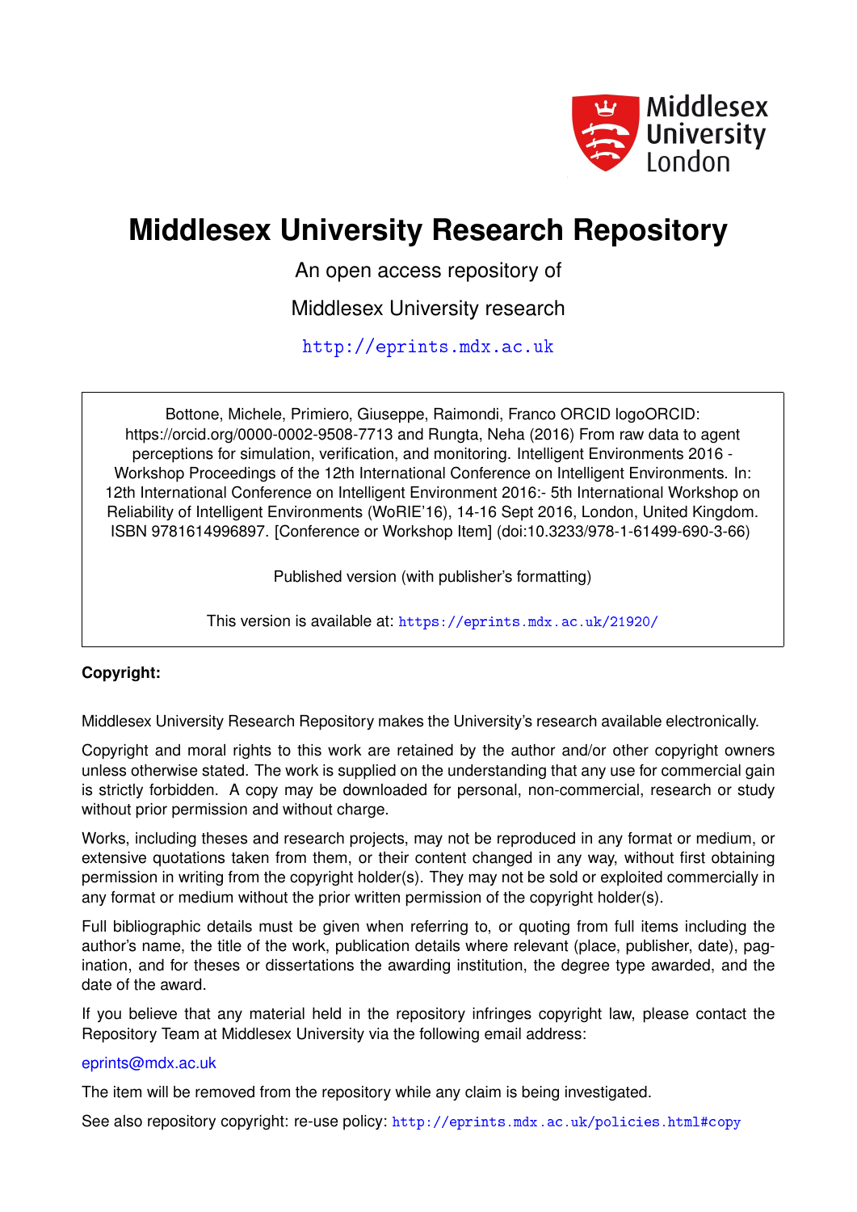Middlesex University London

# Middlesex University Research Repository

An open access repository of

Middlesex University research

http://eprints.mdx.ac.uk

Bottone, Michele, Primiero, Giuseppe, Raimondi, Franco ORCID logoORCID: https://orcid.org/0000-0002-9508-7713 and Rungta, Neha (2016) From raw data to agent perceptions for simulation, verification, and monitoring. Intelligent Environments 2016 - Workshop Proceedings of the 12th International Conference on Intelligent Environments. In: 12th International Conference on Intelligent Environment 2016:- 5th International Workshop on Reliability of Intelligent Environments (WoRIE'16), 14-16 Sept 2016, London, United Kingdom. ISBN 9781614996897. [Conference or Workshop Item] (doi:10.3233/978-1-61499-690-3-66)

Published version (with publisher's formatting)

This version is available at: https://eprints.mdx.ac.uk/21920/

**Copyright:**

Middlesex University Research Repository makes the University's research available electronically.

Copyright and moral rights to this work are retained by the author and/or other copyright owners unless otherwise stated. The work is supplied on the understanding that any use for commercial gain is strictly forbidden. A copy may be downloaded for personal, non-commercial, research or study without prior permission and without charge.

Works, including theses and research projects, may not be reproduced in any format or medium, or extensive quotations taken from them, or their content changed in any way, without first obtaining permission in writing from the copyright holder(s). They may not be sold or exploited commercially in any format or medium without the prior written permission of the copyright holder(s).

Full bibliographic details must be given when referring to, or quoting from full items including the author's name, the title of the work, publication details where relevant (place, publisher, date), pagination, and for theses or dissertations the awarding institution, the degree type awarded, and the date of the award.

If you believe that any material held in the repository infringes copyright law, please contact the Repository Team at Middlesex University via the following email address:

eprints@mdx.ac.uk

The item will be removed from the repository while any claim is being investigated.

See also repository copyright: re-use policy: http://eprints.mdx.ac.uk/policies.html#copy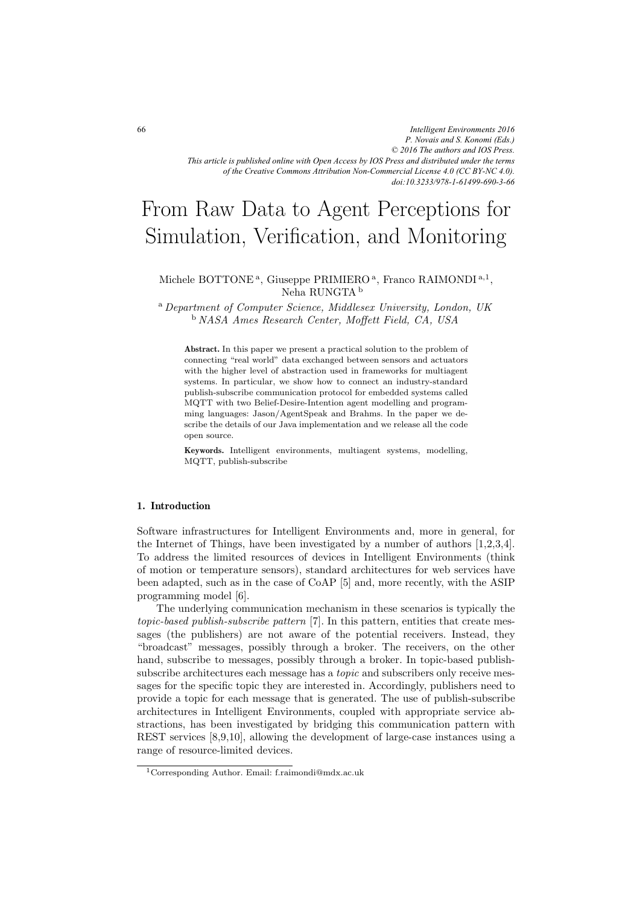Intelligent Environments 2016
P. Novais and S. Konomi (Eds.)
© 2016 The authors and IOS Press.
This article is published online with Open Access by IOS Press and distributed under the terms of the Creative Commons Attribution Non-Commercial License 4.0 (CC BY-NC 4.0).
doi:10.3233/978-1-61499-690-3-66

# From Raw Data to Agent Perceptions for Simulation, Verification, and Monitoring

Michele BOTTONE [a], Giuseppe PRIMIERO [a], Franco RAIMONDI [a,1], Neha RUNGTA [b]

[a] *Department of Computer Science, Middlesex University, London, UK*
[b] *NASA Ames Research Center, Moffett Field, CA, USA*

**Abstract.** In this paper we present a practical solution to the problem of connecting "real world" data exchanged between sensors and actuators with the higher level of abstraction used in frameworks for multiagent systems. In particular, we show how to connect an industry-standard publish-subscribe communication protocol for embedded systems called MQTT with two Belief-Desire-Intention agent modelling and programming languages: Jason/AgentSpeak and Brahms. In the paper we describe the details of our Java implementation and we release all the code open source.

**Keywords.** Intelligent environments, multiagent systems, modelling, MQTT, publish-subscribe

## 1. Introduction

Software infrastructures for Intelligent Environments and, more in general, for the Internet of Things, have been investigated by a number of authors [1,2,3,4]. To address the limited resources of devices in Intelligent Environments (think of motion or temperature sensors), standard architectures for web services have been adapted, such as in the case of CoAP [5] and, more recently, with the ASIP programming model [6].

The underlying communication mechanism in these scenarios is typically the *topic-based publish-subscribe pattern* [7]. In this pattern, entities that create messages (the publishers) are not aware of the potential receivers. Instead, they "broadcast" messages, possibly through a broker. The receivers, on the other hand, subscribe to messages, possibly through a broker. In topic-based publish-subscribe architectures each message has a *topic* and subscribers only receive messages for the specific topic they are interested in. Accordingly, publishers need to provide a topic for each message that is generated. The use of publish-subscribe architectures in Intelligent Environments, coupled with appropriate service abstractions, has been investigated by bridging this communication pattern with REST services [8,9,10], allowing the development of large-case instances using a range of resource-limited devices.

[1] Corresponding Author. Email: f.raimondi@mdx.ac.uk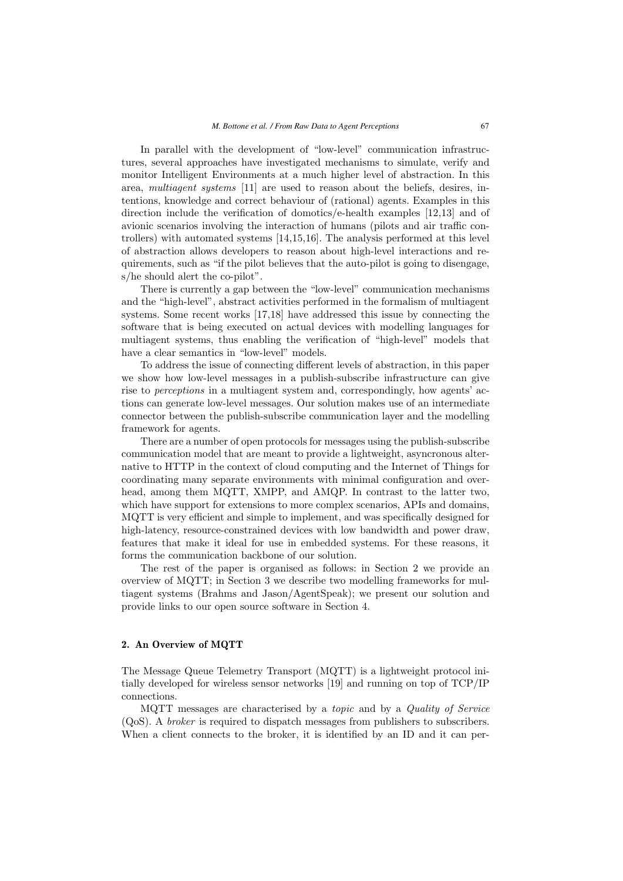In parallel with the development of "low-level" communication infrastructures, several approaches have investigated mechanisms to simulate, verify and monitor Intelligent Environments at a much higher level of abstraction. In this area, *multiagent systems* [11] are used to reason about the beliefs, desires, intentions, knowledge and correct behaviour of (rational) agents. Examples in this direction include the verification of domotics/e-health examples [12,13] and of avionic scenarios involving the interaction of humans (pilots and air traffic controllers) with automated systems [14,15,16]. The analysis performed at this level of abstraction allows developers to reason about high-level interactions and requirements, such as "if the pilot believes that the auto-pilot is going to disengage, s/he should alert the co-pilot".

There is currently a gap between the "low-level" communication mechanisms and the "high-level", abstract activities performed in the formalism of multiagent systems. Some recent works [17,18] have addressed this issue by connecting the software that is being executed on actual devices with modelling languages for multiagent systems, thus enabling the verification of "high-level" models that have a clear semantics in "low-level" models.

To address the issue of connecting different levels of abstraction, in this paper we show how low-level messages in a publish-subscribe infrastructure can give rise to *perceptions* in a multiagent system and, correspondingly, how agents' actions can generate low-level messages. Our solution makes use of an intermediate connector between the publish-subscribe communication layer and the modelling framework for agents.

There are a number of open protocols for messages using the publish-subscribe communication model that are meant to provide a lightweight, asyncronous alternative to HTTP in the context of cloud computing and the Internet of Things for coordinating many separate environments with minimal configuration and overhead, among them MQTT, XMPP, and AMQP. In contrast to the latter two, which have support for extensions to more complex scenarios, APIs and domains, MQTT is very efficient and simple to implement, and was specifically designed for high-latency, resource-constrained devices with low bandwidth and power draw, features that make it ideal for use in embedded systems. For these reasons, it forms the communication backbone of our solution.

The rest of the paper is organised as follows: in Section 2 we provide an overview of MQTT; in Section 3 we describe two modelling frameworks for multiagent systems (Brahms and Jason/AgentSpeak); we present our solution and provide links to our open source software in Section 4.

## 2. An Overview of MQTT

The Message Queue Telemetry Transport (MQTT) is a lightweight protocol initially developed for wireless sensor networks [19] and running on top of TCP/IP connections.

MQTT messages are characterised by a *topic* and by a *Quality of Service* (QoS). A *broker* is required to dispatch messages from publishers to subscribers. When a client connects to the broker, it is identified by an ID and it can per-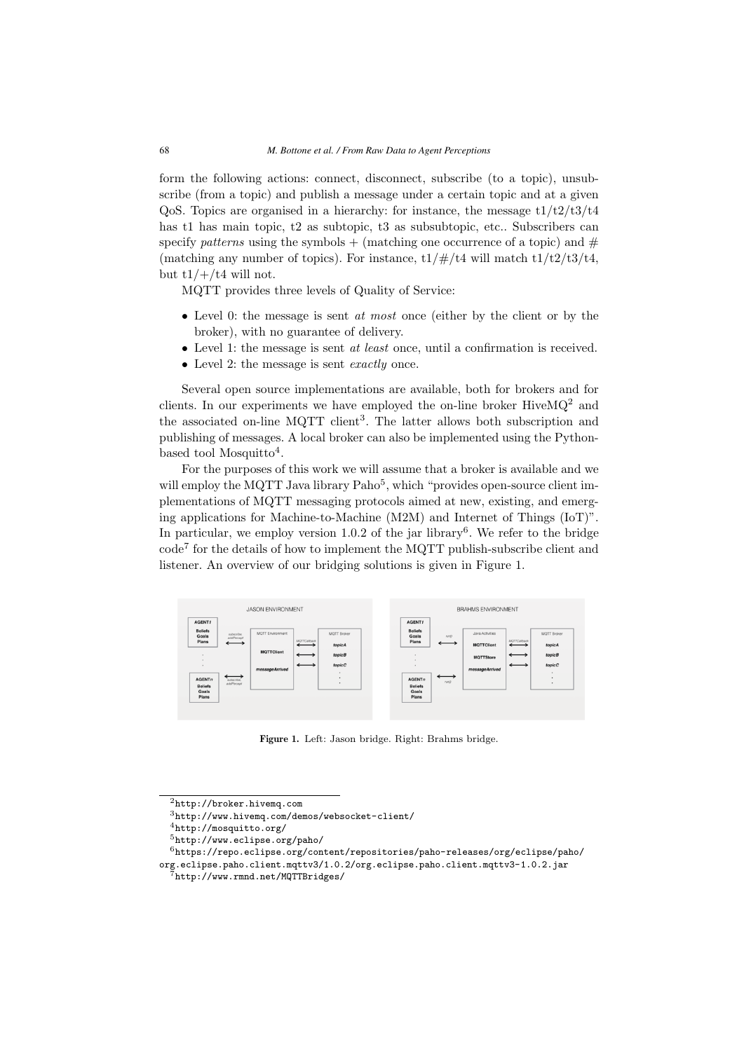form the following actions: connect, disconnect, subscribe (to a topic), unsubscribe (from a topic) and publish a message under a certain topic and at a given QoS. Topics are organised in a hierarchy: for instance, the message t1/t2/t3/t4 has t1 has main topic, t2 as subtopic, t3 as subsubtopic, etc.. Subscribers can specify *patterns* using the symbols + (matching one occurrence of a topic) and # (matching any number of topics). For instance, t1/#/t4 will match t1/t2/t3/t4, but t1/+/t4 will not.

MQTT provides three levels of Quality of Service:

- Level 0: the message is sent *at most* once (either by the client or by the broker), with no guarantee of delivery.
- Level 1: the message is sent *at least* once, until a confirmation is received.
- Level 2: the message is sent *exactly* once.

Several open source implementations are available, both for brokers and for clients. In our experiments we have employed the on-line broker HiveMQ[2] and the associated on-line MQTT client[3]. The latter allows both subscription and publishing of messages. A local broker can also be implemented using the Python-based tool Mosquitto[4].

For the purposes of this work we will assume that a broker is available and we will employ the MQTT Java library Paho[5], which "provides open-source client implementations of MQTT messaging protocols aimed at new, existing, and emerging applications for Machine-to-Machine (M2M) and Internet of Things (IoT)". In particular, we employ version 1.0.2 of the jar library[6]. We refer to the bridge code[7] for the details of how to implement the MQTT publish-subscribe client and listener. An overview of our bridging solutions is given in Figure 1.

**Figure 1.** Left: Jason bridge. Right: Brahms bridge.

[2] http://broker.hivemq.com

[3] http://www.hivemq.com/demos/websocket-client/

[4] http://mosquitto.org/

[5] http://www.eclipse.org/paho/

[6] https://repo.eclipse.org/content/repositories/paho-releases/org/eclipse/paho/org.eclipse.paho.client.mqttv3/1.0.2/org.eclipse.paho.client.mqttv3-1.0.2.jar

[7] http://www.rmnd.net/MQTTBridges/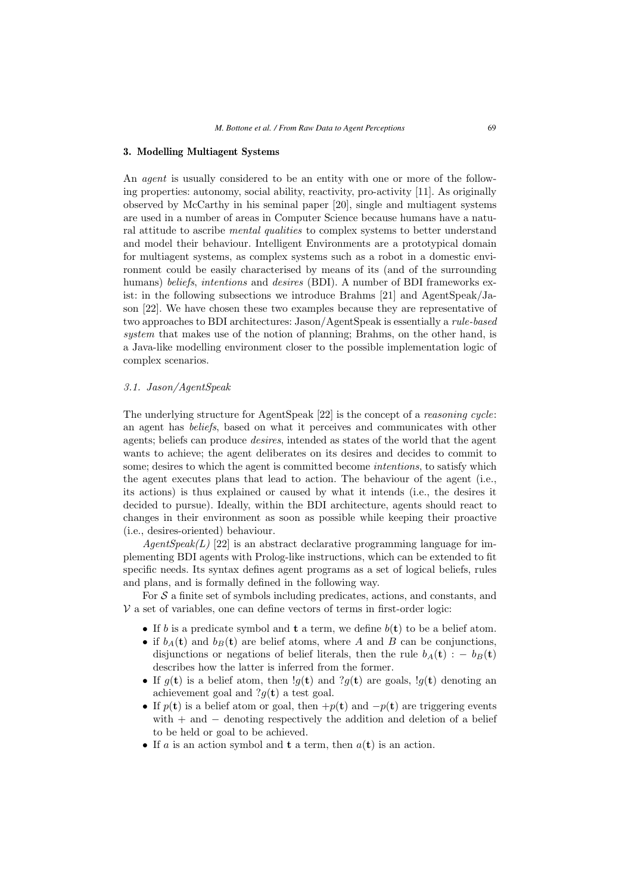## 3. Modelling Multiagent Systems

An *agent* is usually considered to be an entity with one or more of the following properties: autonomy, social ability, reactivity, pro-activity [11]. As originally observed by McCarthy in his seminal paper [20], single and multiagent systems are used in a number of areas in Computer Science because humans have a natural attitude to ascribe *mental qualities* to complex systems to better understand and model their behaviour. Intelligent Environments are a prototypical domain for multiagent systems, as complex systems such as a robot in a domestic environment could be easily characterised by means of its (and of the surrounding humans) *beliefs*, *intentions* and *desires* (BDI). A number of BDI frameworks exist: in the following subsections we introduce Brahms [21] and AgentSpeak/Jason [22]. We have chosen these two examples because they are representative of two approaches to BDI architectures: Jason/AgentSpeak is essentially a *rule-based system* that makes use of the notion of planning; Brahms, on the other hand, is a Java-like modelling environment closer to the possible implementation logic of complex scenarios.

### 3.1. Jason/AgentSpeak

The underlying structure for AgentSpeak [22] is the concept of a *reasoning cycle*: an agent has *beliefs*, based on what it perceives and communicates with other agents; beliefs can produce *desires*, intended as states of the world that the agent wants to achieve; the agent deliberates on its desires and decides to commit to some; desires to which the agent is committed become *intentions*, to satisfy which the agent executes plans that lead to action. The behaviour of the agent (i.e., its actions) is thus explained or caused by what it intends (i.e., the desires it decided to pursue). Ideally, within the BDI architecture, agents should react to changes in their environment as soon as possible while keeping their proactive (i.e., desires-oriented) behaviour.

*AgentSpeak(L)* [22] is an abstract declarative programming language for implementing BDI agents with Prolog-like instructions, which can be extended to fit specific needs. Its syntax defines agent programs as a set of logical beliefs, rules and plans, and is formally defined in the following way.

For $\mathcal{S}$ a finite set of symbols including predicates, actions, and constants, and $\mathcal{V}$ a set of variables, one can define vectors of terms in first-order logic:

- If $b$ is a predicate symbol and $\mathbf{t}$ a term, we define $b(\mathbf{t})$ to be a belief atom.
- if $b_A(\mathbf{t})$ and $b_B(\mathbf{t})$ are belief atoms, where $A$ and $B$ can be conjunctions, disjunctions or negations of belief literals, then the rule $b_A(\mathbf{t}) :- b_B(\mathbf{t})$ describes how the latter is inferred from the former.
- If $g(\mathbf{t})$ is a belief atom, then $!g(\mathbf{t})$ and $?g(\mathbf{t})$ are goals, $!g(\mathbf{t})$ denoting an achievement goal and $?g(\mathbf{t})$ a test goal.
- If $p(\mathbf{t})$ is a belief atom or goal, then $+p(\mathbf{t})$ and $-p(\mathbf{t})$ are triggering events with $+$ and $-$ denoting respectively the addition and deletion of a belief to be held or goal to be achieved.
- If $a$ is an action symbol and $\mathbf{t}$ a term, then $a(\mathbf{t})$ is an action.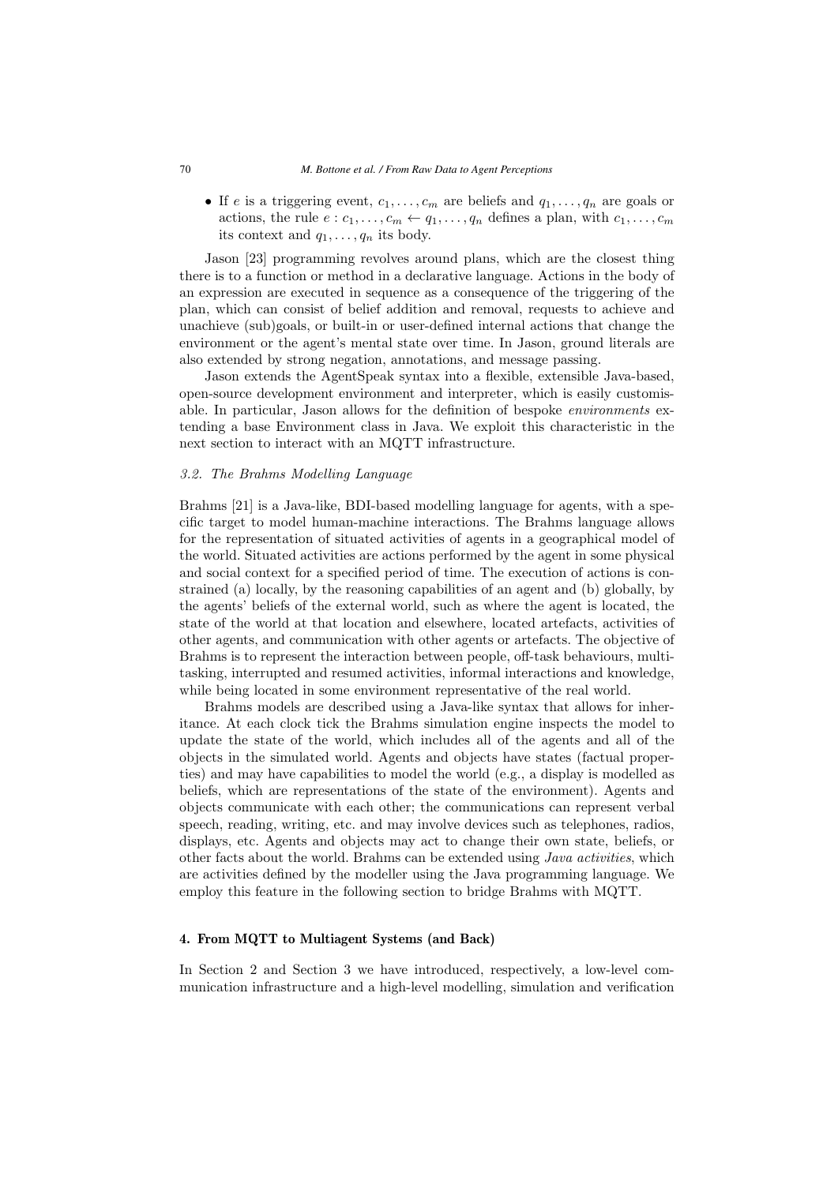- If $e$ is a triggering event, $c_1, \ldots, c_m$ are beliefs and $q_1, \ldots, q_n$ are goals or actions, the rule $e : c_1, \ldots, c_m \leftarrow q_1, \ldots, q_n$ defines a plan, with $c_1, \ldots, c_m$ its context and $q_1, \ldots, q_n$ its body.

Jason [23] programming revolves around plans, which are the closest thing there is to a function or method in a declarative language. Actions in the body of an expression are executed in sequence as a consequence of the triggering of the plan, which can consist of belief addition and removal, requests to achieve and unachieve (sub)goals, or built-in or user-defined internal actions that change the environment or the agent's mental state over time. In Jason, ground literals are also extended by strong negation, annotations, and message passing.

Jason extends the AgentSpeak syntax into a flexible, extensible Java-based, open-source development environment and interpreter, which is easily customisable. In particular, Jason allows for the definition of bespoke *environments* extending a base Environment class in Java. We exploit this characteristic in the next section to interact with an MQTT infrastructure.

### *3.2. The Brahms Modelling Language*

Brahms [21] is a Java-like, BDI-based modelling language for agents, with a specific target to model human-machine interactions. The Brahms language allows for the representation of situated activities of agents in a geographical model of the world. Situated activities are actions performed by the agent in some physical and social context for a specified period of time. The execution of actions is constrained (a) locally, by the reasoning capabilities of an agent and (b) globally, by the agents' beliefs of the external world, such as where the agent is located, the state of the world at that location and elsewhere, located artefacts, activities of other agents, and communication with other agents or artefacts. The objective of Brahms is to represent the interaction between people, off-task behaviours, multitasking, interrupted and resumed activities, informal interactions and knowledge, while being located in some environment representative of the real world.

Brahms models are described using a Java-like syntax that allows for inheritance. At each clock tick the Brahms simulation engine inspects the model to update the state of the world, which includes all of the agents and all of the objects in the simulated world. Agents and objects have states (factual properties) and may have capabilities to model the world (e.g., a display is modelled as beliefs, which are representations of the state of the environment). Agents and objects communicate with each other; the communications can represent verbal speech, reading, writing, etc. and may involve devices such as telephones, radios, displays, etc. Agents and objects may act to change their own state, beliefs, or other facts about the world. Brahms can be extended using *Java activities*, which are activities defined by the modeller using the Java programming language. We employ this feature in the following section to bridge Brahms with MQTT.

## 4. From MQTT to Multiagent Systems (and Back)

In Section 2 and Section 3 we have introduced, respectively, a low-level communication infrastructure and a high-level modelling, simulation and verification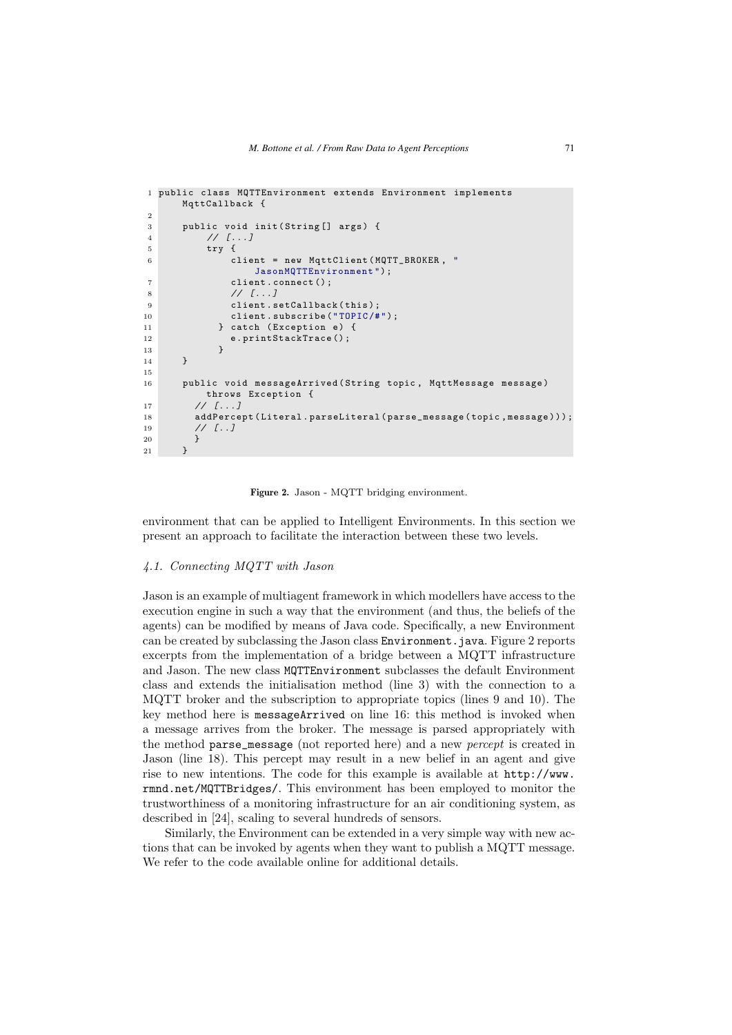```java
public class MQTTEnvironment extends Environment implements
    MqttCallback {

    public void init(String[] args) {
        // [...]
        try {
            client = new MqttClient(MQTT_BROKER, "
                JasonMQTTEnvironment");
            client.connect();
            // [...]
            client.setCallback(this);
            client.subscribe("TOPIC/#");
          } catch (Exception e) {
            e.printStackTrace();
          }
    }

    public void messageArrived(String topic, MqttMessage message)
        throws Exception {
      // [...]
      addPercept(Literal.parseLiteral(parse_message(topic,message)));
      // [..]
      }
    }
```

**Figure 2.** Jason - MQTT bridging environment.

environment that can be applied to Intelligent Environments. In this section we present an approach to facilitate the interaction between these two levels.

### *4.1. Connecting MQTT with Jason*

Jason is an example of multiagent framework in which modellers have access to the execution engine in such a way that the environment (and thus, the beliefs of the agents) can be modified by means of Java code. Specifically, a new Environment can be created by subclassing the Jason class `Environment.java`. Figure 2 reports excerpts from the implementation of a bridge between a MQTT infrastructure and Jason. The new class `MQTTEnvironment` subclasses the default Environment class and extends the initialisation method (line 3) with the connection to a MQTT broker and the subscription to appropriate topics (lines 9 and 10). The key method here is `messageArrived` on line 16: this method is invoked when a message arrives from the broker. The message is parsed appropriately with the method `parse_message` (not reported here) and a new *percept* is created in Jason (line 18). This percept may result in a new belief in an agent and give rise to new intentions. The code for this example is available at `http://www.rmnd.net/MQTTBridges/`. This environment has been employed to monitor the trustworthiness of a monitoring infrastructure for an air conditioning system, as described in [24], scaling to several hundreds of sensors.

Similarly, the Environment can be extended in a very simple way with new actions that can be invoked by agents when they want to publish a MQTT message. We refer to the code available online for additional details.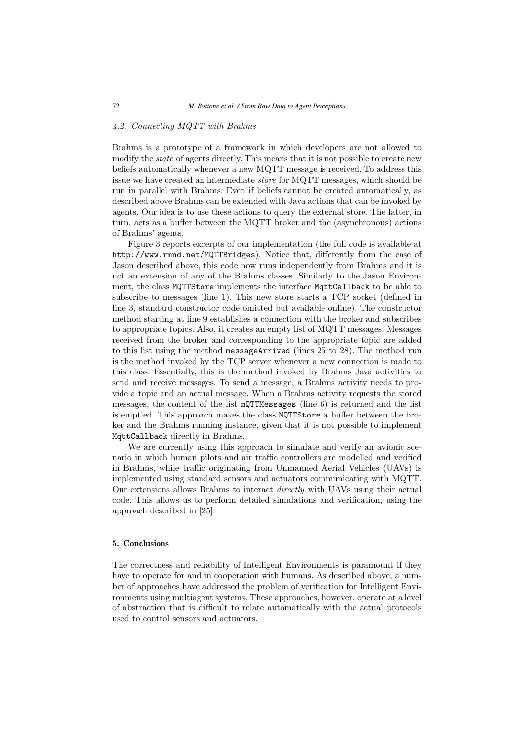### 4.2. Connecting MQTT with Brahms

Brahms is a prototype of a framework in which developers are not allowed to modify the *state* of agents directly. This means that it is not possible to create new beliefs automatically whenever a new MQTT message is received. To address this issue we have created an intermediate *store* for MQTT messages, which should be run in parallel with Brahms. Even if beliefs cannot be created automatically, as described above Brahms can be extended with Java actions that can be invoked by agents. Our idea is to use these actions to query the external store. The latter, in turn, acts as a buffer between the MQTT broker and the (asynchronous) actions of Brahms' agents.

Figure 3 reports excerpts of our implementation (the full code is available at `http://www.rmnd.net/MQTTBridges`). Notice that, differently from the case of Jason described above, this code now runs independently from Brahms and it is not an extension of any of the Brahms classes. Similarly to the Jason Environment, the class `MQTTStore` implements the interface `MqttCallback` to be able to subscribe to messages (line 1). This new store starts a TCP socket (defined in line 3, standard constructor code omitted but available online). The constructor method starting at line 9 establishes a connection with the broker and subscribes to appropriate topics. Also, it creates an empty list of MQTT messages. Messages received from the broker and corresponding to the appropriate topic are added to this list using the method `messageArrived` (lines 25 to 28). The method `run` is the method invoked by the TCP server whenever a new connection is made to this class. Essentially, this is the method invoked by Brahms Java activities to send and receive messages. To send a message, a Brahms activity needs to provide a topic and an actual message. When a Brahms activity requests the stored messages, the content of the list `mQTTMessages` (line 6) is returned and the list is emptied. This approach makes the class `MQTTStore` a buffer between the broker and the Brahms running instance, given that it is not possible to implement `MqttCallback` directly in Brahms.

We are currently using this approach to simulate and verify an avionic scenario in which human pilots and air traffic controllers are modelled and verified in Brahms, while traffic originating from Unmanned Aerial Vehicles (UAVs) is implemented using standard sensors and actuators communicating with MQTT. Our extensions allows Brahms to interact *directly* with UAVs using their actual code. This allows us to perform detailed simulations and verification, using the approach described in [25].

## 5. Conclusions

The correctness and reliability of Intelligent Environments is paramount if they have to operate for and in cooperation with humans. As described above, a number of approaches have addressed the problem of verification for Intelligent Environments using multiagent systems. These approaches, however, operate at a level of abstraction that is difficult to relate automatically with the actual protocols used to control sensors and actuators.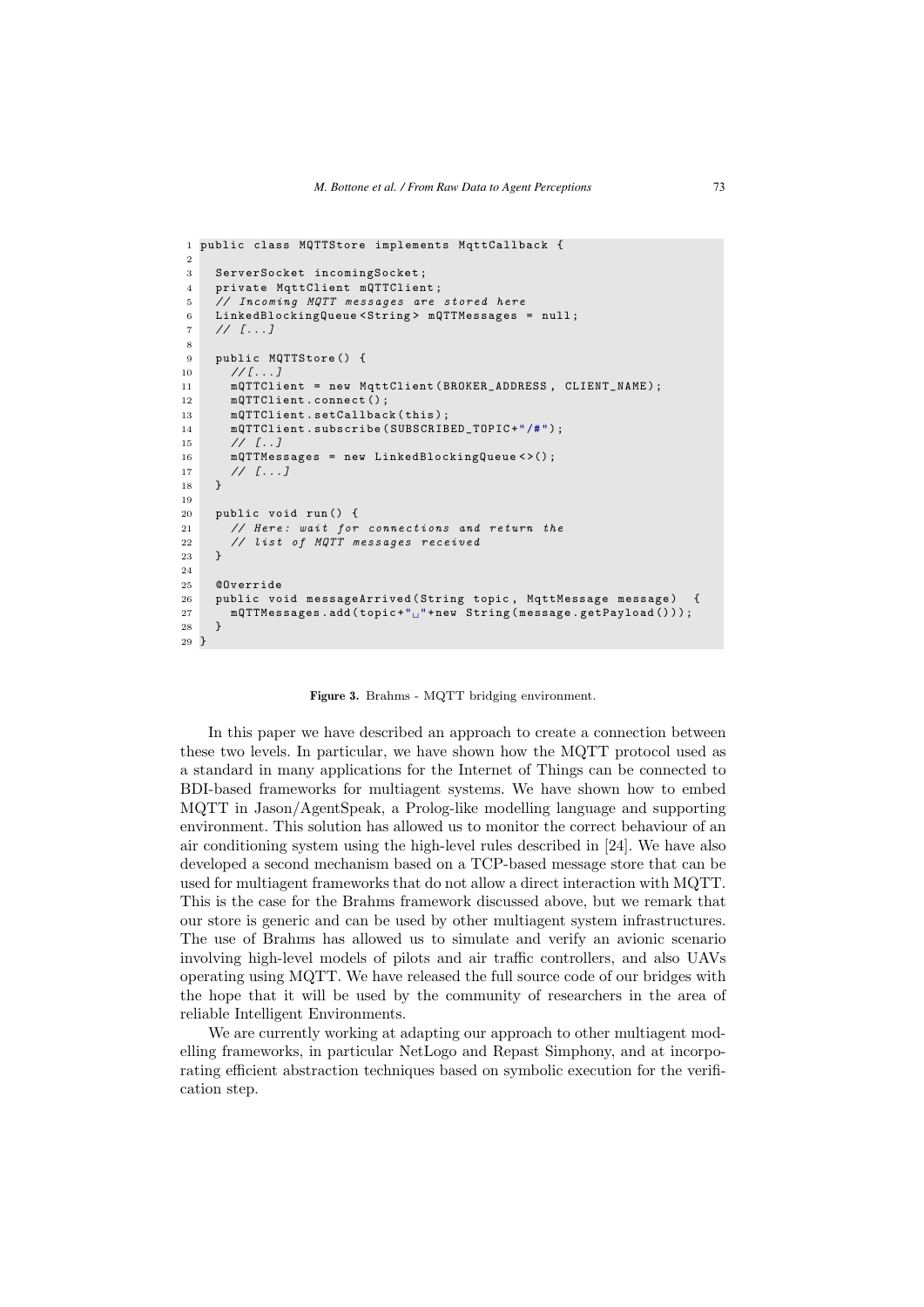```java
public class MQTTStore implements MqttCallback {

  ServerSocket incomingSocket;
  private MqttClient mQTTClient;
  // Incoming MQTT messages are stored here
  LinkedBlockingQueue<String> mQTTMessages = null;
  // [...]

  public MQTTStore() {
    //[...]
    mQTTClient = new MqttClient(BROKER_ADDRESS, CLIENT_NAME);
    mQTTClient.connect();
    mQTTClient.setCallback(this);
    mQTTClient.subscribe(SUBSCRIBED_TOPIC+"/#");
    // [..]
    mQTTMessages = new LinkedBlockingQueue<>();
    // [...]
  }

  public void run() {
    // Here: wait for connections and return the
    // list of MQTT messages received
  }

  @Override
  public void messageArrived(String topic, MqttMessage message)  {
    mQTTMessages.add(topic+" "+new String(message.getPayload()));
  }
}
```

**Figure 3.** Brahms - MQTT bridging environment.

In this paper we have described an approach to create a connection between these two levels. In particular, we have shown how the MQTT protocol used as a standard in many applications for the Internet of Things can be connected to BDI-based frameworks for multiagent systems. We have shown how to embed MQTT in Jason/AgentSpeak, a Prolog-like modelling language and supporting environment. This solution has allowed us to monitor the correct behaviour of an air conditioning system using the high-level rules described in [24]. We have also developed a second mechanism based on a TCP-based message store that can be used for multiagent frameworks that do not allow a direct interaction with MQTT. This is the case for the Brahms framework discussed above, but we remark that our store is generic and can be used by other multiagent system infrastructures. The use of Brahms has allowed us to simulate and verify an avionic scenario involving high-level models of pilots and air traffic controllers, and also UAVs operating using MQTT. We have released the full source code of our bridges with the hope that it will be used by the community of researchers in the area of reliable Intelligent Environments.

We are currently working at adapting our approach to other multiagent modelling frameworks, in particular NetLogo and Repast Simphony, and at incorporating efficient abstraction techniques based on symbolic execution for the verification step.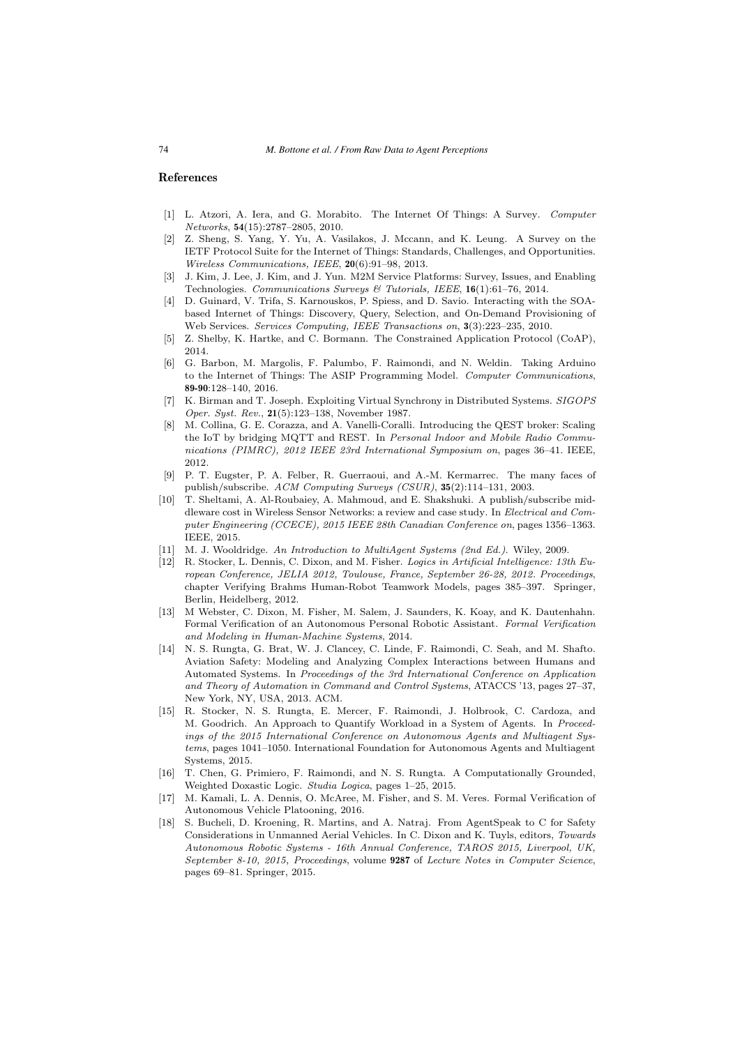## References

[1] L. Atzori, A. Iera, and G. Morabito. The Internet Of Things: A Survey. *Computer Networks*, **54**(15):2787–2805, 2010.

[2] Z. Sheng, S. Yang, Y. Yu, A. Vasilakos, J. Mccann, and K. Leung. A Survey on the IETF Protocol Suite for the Internet of Things: Standards, Challenges, and Opportunities. *Wireless Communications, IEEE*, **20**(6):91–98, 2013.

[3] J. Kim, J. Lee, J. Kim, and J. Yun. M2M Service Platforms: Survey, Issues, and Enabling Technologies. *Communications Surveys & Tutorials, IEEE*, **16**(1):61–76, 2014.

[4] D. Guinard, V. Trifa, S. Karnouskos, P. Spiess, and D. Savio. Interacting with the SOA-based Internet of Things: Discovery, Query, Selection, and On-Demand Provisioning of Web Services. *Services Computing, IEEE Transactions on*, **3**(3):223–235, 2010.

[5] Z. Shelby, K. Hartke, and C. Bormann. The Constrained Application Protocol (CoAP), 2014.

[6] G. Barbon, M. Margolis, F. Palumbo, F. Raimondi, and N. Weldin. Taking Arduino to the Internet of Things: The ASIP Programming Model. *Computer Communications*, **89-90**:128–140, 2016.

[7] K. Birman and T. Joseph. Exploiting Virtual Synchrony in Distributed Systems. *SIGOPS Oper. Syst. Rev.*, **21**(5):123–138, November 1987.

[8] M. Collina, G. E. Corazza, and A. Vanelli-Coralli. Introducing the QEST broker: Scaling the IoT by bridging MQTT and REST. In *Personal Indoor and Mobile Radio Communications (PIMRC), 2012 IEEE 23rd International Symposium on*, pages 36–41. IEEE, 2012.

[9] P. T. Eugster, P. A. Felber, R. Guerraoui, and A.-M. Kermarrec. The many faces of publish/subscribe. *ACM Computing Surveys (CSUR)*, **35**(2):114–131, 2003.

[10] T. Sheltami, A. Al-Roubaiey, A. Mahmoud, and E. Shakshuki. A publish/subscribe middleware cost in Wireless Sensor Networks: a review and case study. In *Electrical and Computer Engineering (CCECE), 2015 IEEE 28th Canadian Conference on*, pages 1356–1363. IEEE, 2015.

[11] M. J. Wooldridge. *An Introduction to MultiAgent Systems (2nd Ed.)*. Wiley, 2009.

[12] R. Stocker, L. Dennis, C. Dixon, and M. Fisher. *Logics in Artificial Intelligence: 13th European Conference, JELIA 2012, Toulouse, France, September 26-28, 2012. Proceedings*, chapter Verifying Brahms Human-Robot Teamwork Models, pages 385–397. Springer, Berlin, Heidelberg, 2012.

[13] M Webster, C. Dixon, M. Fisher, M. Salem, J. Saunders, K. Koay, and K. Dautenhahn. Formal Verification of an Autonomous Personal Robotic Assistant. *Formal Verification and Modeling in Human-Machine Systems*, 2014.

[14] N. S. Rungta, G. Brat, W. J. Clancey, C. Linde, F. Raimondi, C. Seah, and M. Shafto. Aviation Safety: Modeling and Analyzing Complex Interactions between Humans and Automated Systems. In *Proceedings of the 3rd International Conference on Application and Theory of Automation in Command and Control Systems*, ATACCS '13, pages 27–37, New York, NY, USA, 2013. ACM.

[15] R. Stocker, N. S. Rungta, E. Mercer, F. Raimondi, J. Holbrook, C. Cardoza, and M. Goodrich. An Approach to Quantify Workload in a System of Agents. In *Proceedings of the 2015 International Conference on Autonomous Agents and Multiagent Systems*, pages 1041–1050. International Foundation for Autonomous Agents and Multiagent Systems, 2015.

[16] T. Chen, G. Primiero, F. Raimondi, and N. S. Rungta. A Computationally Grounded, Weighted Doxastic Logic. *Studia Logica*, pages 1–25, 2015.

[17] M. Kamali, L. A. Dennis, O. McAree, M. Fisher, and S. M. Veres. Formal Verification of Autonomous Vehicle Platooning, 2016.

[18] S. Bucheli, D. Kroening, R. Martins, and A. Natraj. From AgentSpeak to C for Safety Considerations in Unmanned Aerial Vehicles. In C. Dixon and K. Tuyls, editors, *Towards Autonomous Robotic Systems - 16th Annual Conference, TAROS 2015, Liverpool, UK, September 8-10, 2015, Proceedings*, volume **9287** of *Lecture Notes in Computer Science*, pages 69–81. Springer, 2015.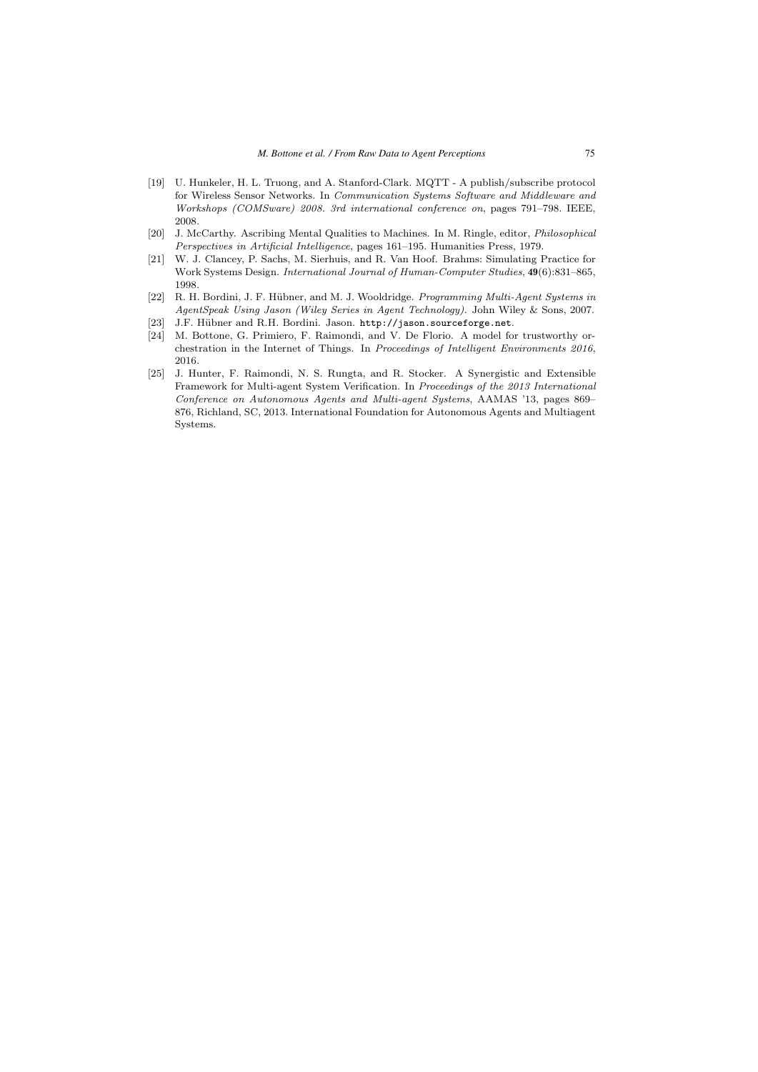[19] U. Hunkeler, H. L. Truong, and A. Stanford-Clark. MQTT - A publish/subscribe protocol for Wireless Sensor Networks. In *Communication Systems Software and Middleware and Workshops (COMSware) 2008. 3rd international conference on*, pages 791–798. IEEE, 2008.

[20] J. McCarthy. Ascribing Mental Qualities to Machines. In M. Ringle, editor, *Philosophical Perspectives in Artificial Intelligence*, pages 161–195. Humanities Press, 1979.

[21] W. J. Clancey, P. Sachs, M. Sierhuis, and R. Van Hoof. Brahms: Simulating Practice for Work Systems Design. *International Journal of Human-Computer Studies*, **49**(6):831–865, 1998.

[22] R. H. Bordini, J. F. Hübner, and M. J. Wooldridge. *Programming Multi-Agent Systems in AgentSpeak Using Jason (Wiley Series in Agent Technology)*. John Wiley & Sons, 2007.

[23] J.F. Hübner and R.H. Bordini. Jason. `http://jason.sourceforge.net`.

[24] M. Bottone, G. Primiero, F. Raimondi, and V. De Florio. A model for trustworthy orchestration in the Internet of Things. In *Proceedings of Intelligent Environments 2016*, 2016.

[25] J. Hunter, F. Raimondi, N. S. Rungta, and R. Stocker. A Synergistic and Extensible Framework for Multi-agent System Verification. In *Proceedings of the 2013 International Conference on Autonomous Agents and Multi-agent Systems*, AAMAS '13, pages 869–876, Richland, SC, 2013. International Foundation for Autonomous Agents and Multiagent Systems.